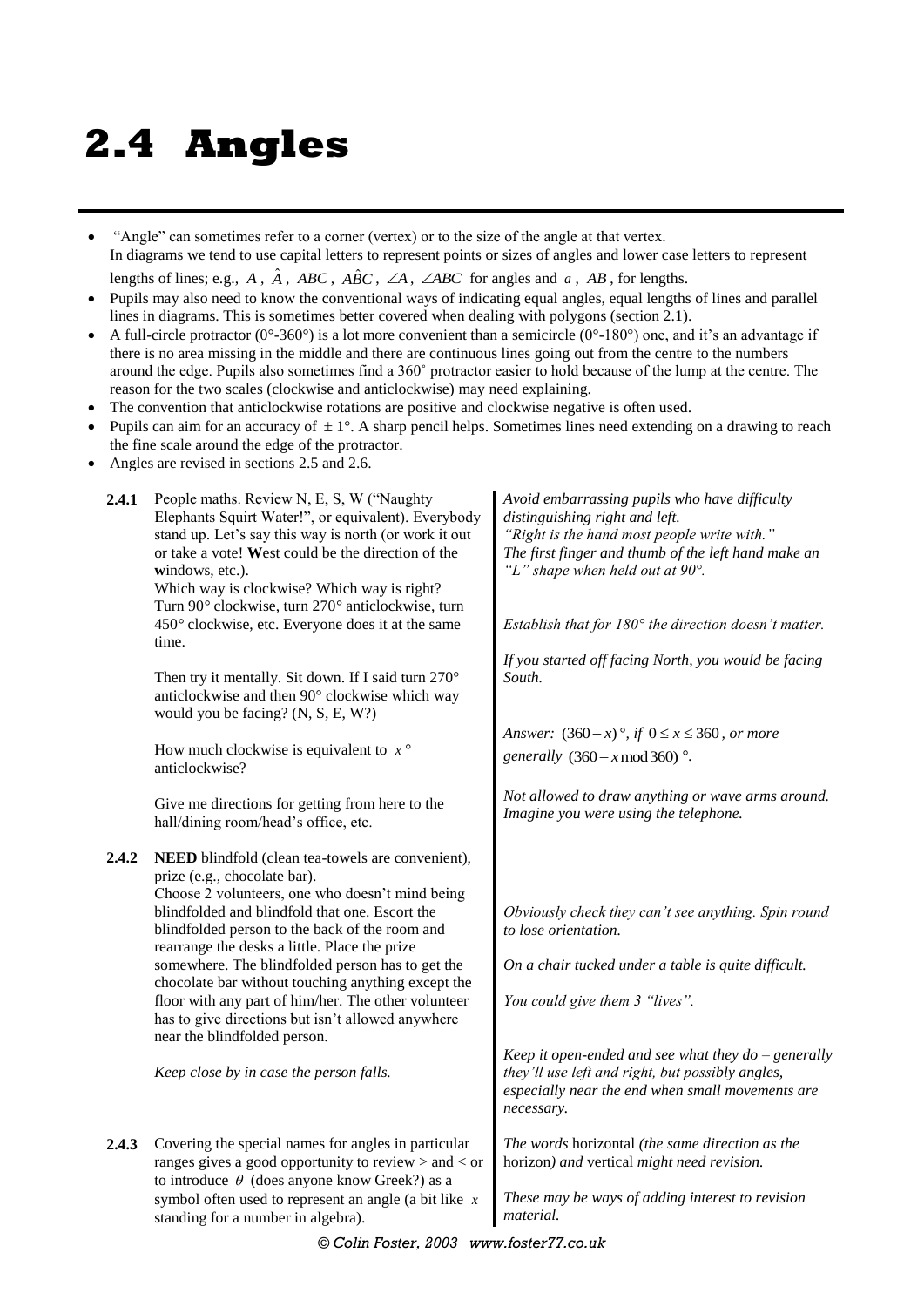# 2.4 Angles

- "Angle" can sometimes refer to a corner (vertex) or to the size of the angle at that vertex. In diagrams we tend to use capital letters to represent points or sizes of angles and lower case letters to represent lengths of lines; e.g., $A$, $\hat{A}$, $ABC$, $A\hat{B}C$, $\angle A$, $\angle ABC$ for angles and $a$, $AB$, for lengths.
- Pupils may also need to know the conventional ways of indicating equal angles, equal lengths of lines and parallel lines in diagrams. This is sometimes better covered when dealing with polygons (section 2.1).
- A full-circle protractor (0°-360°) is a lot more convenient than a semicircle (0°-180°) one, and it's an advantage if there is no area missing in the middle and there are continuous lines going out from the centre to the numbers around the edge. Pupils also sometimes find a 360˚ protractor easier to hold because of the lump at the centre. The reason for the two scales (clockwise and anticlockwise) may need explaining.
- The convention that anticlockwise rotations are positive and clockwise negative is often used.
- Pupils can aim for an accuracy of $\pm 1°$. A sharp pencil helps. Sometimes lines need extending on a drawing to reach the fine scale around the edge of the protractor.
- Angles are revised in sections 2.5 and 2.6.

| | | |
|---|---|---|
| **2.4.1** | People maths. Review N, E, S, W ("Naughty Elephants Squirt Water!", or equivalent). Everybody stand up. Let's say this way is north (or work it out or take a vote! **W**est could be the direction of the **w**indows, etc.). Which way is clockwise? Which way is right? Turn 90° clockwise, turn 270° anticlockwise, turn 450° clockwise, etc. Everyone does it at the same time. | *Avoid embarrassing pupils who have difficulty distinguishing right and left. "Right is the hand most people write with." The first finger and thumb of the left hand make an "L" shape when held out at 90°.* <br><br> *Establish that for 180° the direction doesn't matter.* |
| | Then try it mentally. Sit down. If I said turn 270° anticlockwise and then 90° clockwise which way would you be facing? (N, S, E, W?) | *If you started off facing North, you would be facing South.* |
| | How much clockwise is equivalent to $x°$ anticlockwise? | *Answer:* $(360-x)°$, *if* $0 \le x \le 360$, *or more generally* $(360 - x \bmod 360)°$. |
| | Give me directions for getting from here to the hall/dining room/head's office, etc. | *Not allowed to draw anything or wave arms around. Imagine you were using the telephone.* |
| **2.4.2** | **NEED** blindfold (clean tea-towels are convenient), prize (e.g., chocolate bar). Choose 2 volunteers, one who doesn't mind being blindfolded and blindfold that one. Escort the blindfolded person to the back of the room and rearrange the desks a little. Place the prize somewhere. The blindfolded person has to get the chocolate bar without touching anything except the floor with any part of him/her. The other volunteer has to give directions but isn't allowed anywhere near the blindfolded person. | *Obviously check they can't see anything. Spin round to lose orientation.* <br><br> *On a chair tucked under a table is quite difficult.* <br><br> *You could give them 3 "lives".* |
| | *Keep close by in case the person falls.* | *Keep it open-ended and see what they do – generally they'll use left and right, but possibly angles, especially near the end when small movements are necessary.* |
| **2.4.3** | Covering the special names for angles in particular ranges gives a good opportunity to review > and < or to introduce $\theta$ (does anyone know Greek?) as a symbol often used to represent an angle (a bit like $x$ standing for a number in algebra). | *The words* horizontal *(the same direction as the* horizon*) and* vertical *might need revision.* <br><br> *These may be ways of adding interest to revision material.* |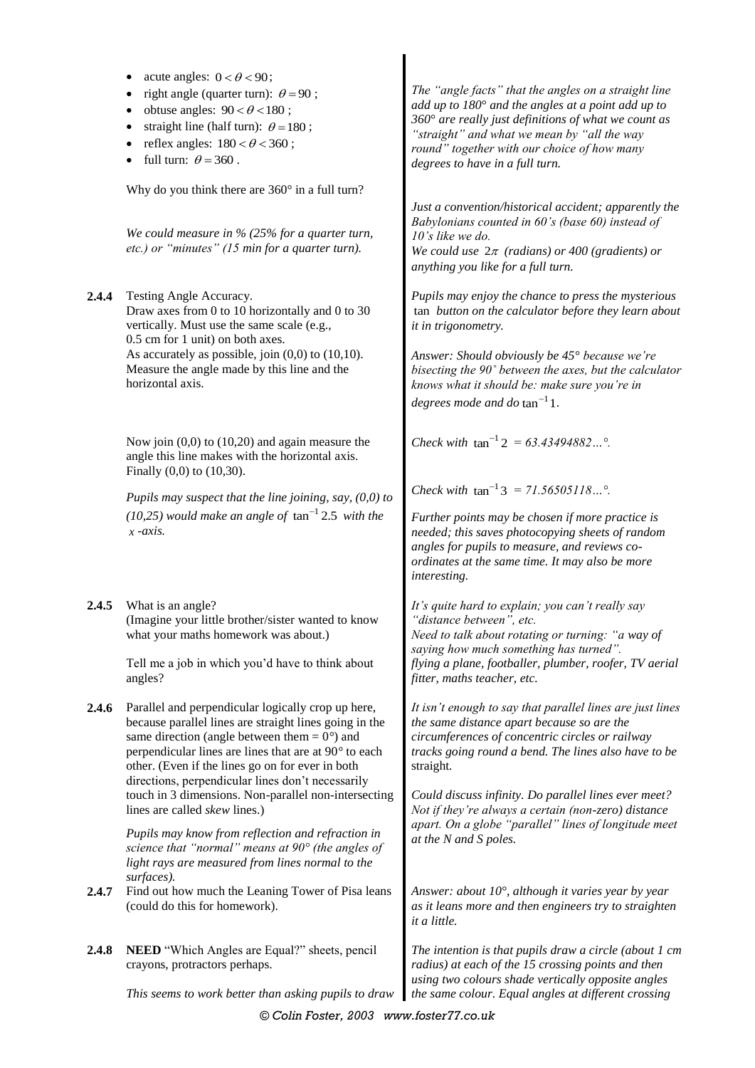- acute angles: $0 < \theta < 90$;
- right angle (quarter turn): $\theta = 90$;
- obtuse angles: $90 < \theta < 180$;
- straight line (half turn): $\theta = 180$;
- reflex angles: $180 < \theta < 360$;
- full turn: $\theta = 360$.

*The "angle facts" that the angles on a straight line add up to 180° and the angles at a point add up to 360° are really just definitions of what we count as "straight" and what we mean by "all the way round" together with our choice of how many degrees to have in a full turn.*

Why do you think there are 360° in a full turn?

*We could measure in % (25% for a quarter turn, etc.) or "minutes" (15 min for a quarter turn).*

*Just a convention/historical accident; apparently the Babylonians counted in 60's (base 60) instead of 10's like we do.*
*We could use $2\pi$ (radians) or 400 (gradients) or anything you like for a full turn.*

**2.4.4** Testing Angle Accuracy.
Draw axes from 0 to 10 horizontally and 0 to 30 vertically. Must use the same scale (e.g., 0.5 cm for 1 unit) on both axes.
As accurately as possible, join (0,0) to (10,10). Measure the angle made by this line and the horizontal axis.

*Pupils may enjoy the chance to press the mysterious* tan *button on the calculator before they learn about it in trigonometry.*

*Answer: Should obviously be 45° because we're bisecting the 90˚ between the axes, but the calculator knows what it should be: make sure you're in degrees mode and do $\tan^{-1} 1$.*

Now join (0,0) to (10,20) and again measure the angle this line makes with the horizontal axis.
Finally (0,0) to (10,30).

*Check with $\tan^{-1} 2$ = 63.43494882…°.*

*Check with $\tan^{-1} 3$ = 71.56505118…°.*

*Pupils may suspect that the line joining, say, (0,0) to (10,25) would make an angle of $\tan^{-1} 2.5$ with the $x$-axis.*

*Further points may be chosen if more practice is needed; this saves photocopying sheets of random angles for pupils to measure, and reviews co-ordinates at the same time. It may also be more interesting.*

**2.4.5** What is an angle?
(Imagine your little brother/sister wanted to know what your maths homework was about.)

*It's quite hard to explain; you can't really say "distance between", etc.*
*Need to talk about rotating or turning: "a way of saying how much something has turned".*

Tell me a job in which you'd have to think about angles?

*flying a plane, footballer, plumber, roofer, TV aerial fitter, maths teacher, etc.*

**2.4.6** Parallel and perpendicular logically crop up here, because parallel lines are straight lines going in the same direction (angle between them = 0°) and perpendicular lines are lines that are at 90° to each other. (Even if the lines go on for ever in both directions, perpendicular lines don't necessarily touch in 3 dimensions. Non-parallel non-intersecting lines are called *skew* lines.)

*It isn't enough to say that parallel lines are just lines the same distance apart because so are the circumferences of concentric circles or railway tracks going round a bend. The lines also have to be straight.*

*Could discuss infinity. Do parallel lines ever meet? Not if they're always a certain (non-zero) distance apart. On a globe "parallel" lines of longitude meet at the N and S poles.*

*Pupils may know from reflection and refraction in science that "normal" means at 90° (the angles of light rays are measured from lines normal to the surfaces).*

**2.4.7** Find out how much the Leaning Tower of Pisa leans (could do this for homework).

*Answer: about 10°, although it varies year by year as it leans more and then engineers try to straighten it a little.*

**2.4.8** **NEED** "Which Angles are Equal?" sheets, pencil crayons, protractors perhaps.

*This seems to work better than asking pupils to draw*

*The intention is that pupils draw a circle (about 1 cm radius) at each of the 15 crossing points and then using two colours shade vertically opposite angles the same colour. Equal angles at different crossing*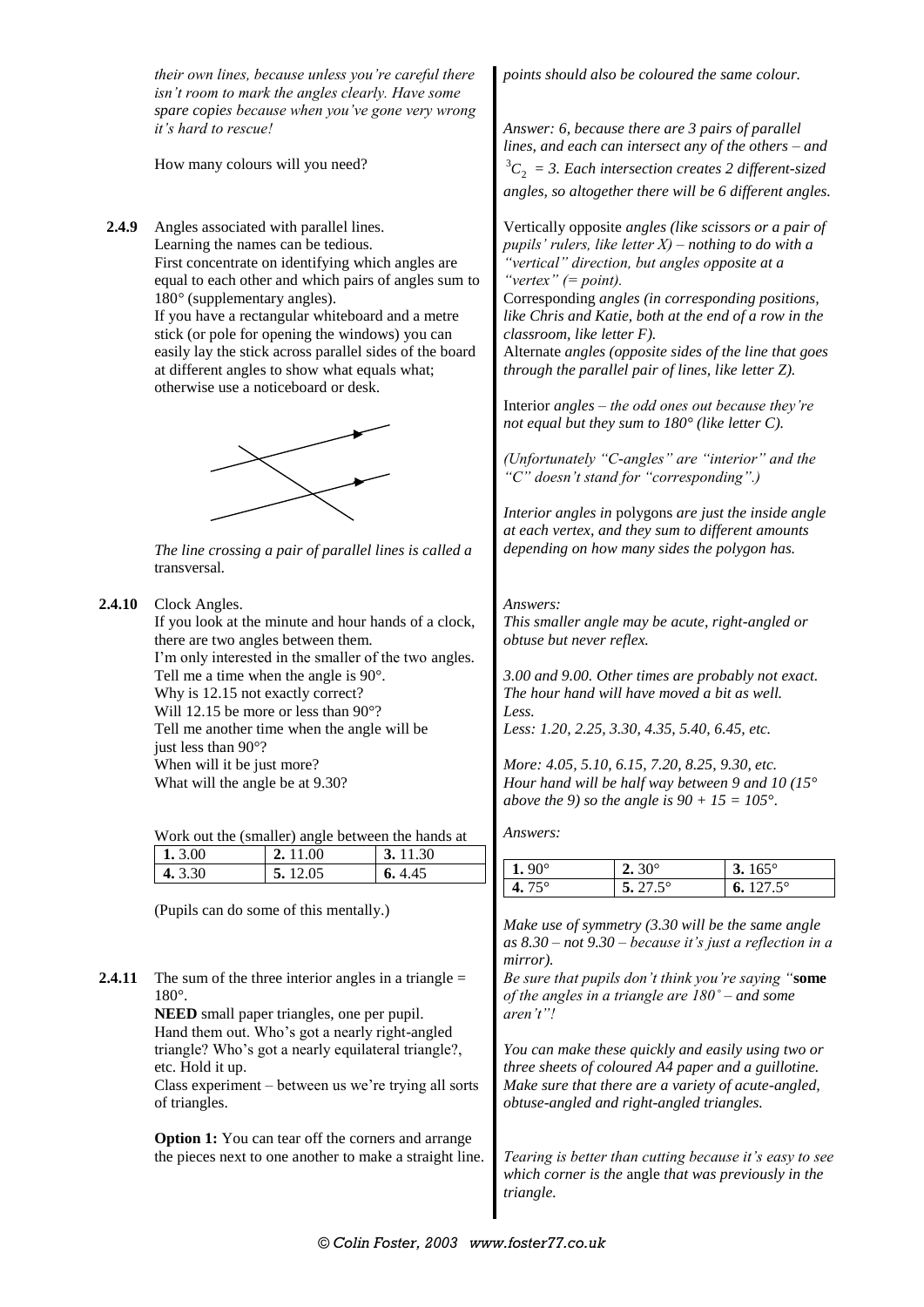*their own lines, because unless you're careful there isn't room to mark the angles clearly. Have some spare copies because when you've gone very wrong it's hard to rescue!*

How many colours will you need?

*points should also be coloured the same colour.*

*Answer: 6, because there are 3 pairs of parallel lines, and each can intersect any of the others – and $^3C_2 = 3$. Each intersection creates 2 different-sized angles, so altogether there will be 6 different angles.*

**2.4.9** Angles associated with parallel lines.
Learning the names can be tedious.
First concentrate on identifying which angles are equal to each other and which pairs of angles sum to 180° (supplementary angles).
If you have a rectangular whiteboard and a metre stick (or pole for opening the windows) you can easily lay the stick across parallel sides of the board at different angles to show what equals what; otherwise use a noticeboard or desk.

*The line crossing a pair of parallel lines is called a* transversal*.*

Vertically opposite *angles (like scissors or a pair of pupils' rulers, like letter X) – nothing to do with a "vertical" direction, but angles opposite at a "vertex" (= point).*
Corresponding *angles (in corresponding positions, like Chris and Katie, both at the end of a row in the classroom, like letter F).*
Alternate *angles (opposite sides of the line that goes through the parallel pair of lines, like letter Z).*

Interior *angles – the odd ones out because they're not equal but they sum to 180° (like letter C).*

*(Unfortunately "C-angles" are "interior" and the "C" doesn't stand for "corresponding".)*

*Interior angles in* polygons *are just the inside angle at each vertex, and they sum to different amounts depending on how many sides the polygon has.*

**2.4.10** Clock Angles.
If you look at the minute and hour hands of a clock, there are two angles between them.
I'm only interested in the smaller of the two angles.
Tell me a time when the angle is 90°.
Why is 12.15 not exactly correct?
Will 12.15 be more or less than 90°?
Tell me another time when the angle will be just less than 90°?
When will it be just more?
What will the angle be at 9.30?

*Answers:*
*This smaller angle may be acute, right-angled or obtuse but never reflex.*

*3.00 and 9.00. Other times are probably not exact. The hour hand will have moved a bit as well.*
*Less.*
*Less: 1.20, 2.25, 3.30, 4.35, 5.40, 6.45, etc.*

*More: 4.05, 5.10, 6.15, 7.20, 8.25, 9.30, etc.*
*Hour hand will be half way between 9 and 10 (15° above the 9) so the angle is 90 + 15 = 105°.*

Work out the (smaller) angle between the hands at

| **1.** 3.00 | **2.** 11.00 | **3.** 11.30 |
|---|---|---|
| **4.** 3.30 | **5.** 12.05 | **6.** 4.45 |

(Pupils can do some of this mentally.)

*Answers:*

| **1.** 90° | **2.** 30° | **3.** 165° |
|---|---|---|
| **4.** 75° | **5.** 27.5° | **6.** 127.5° |

*Make use of symmetry (3.30 will be the same angle as 8.30 – not 9.30 – because it's just a reflection in a mirror).*

**2.4.11** The sum of the three interior angles in a triangle = 180°.
**NEED** small paper triangles, one per pupil.
Hand them out. Who's got a nearly right-angled triangle? Who's got a nearly equilateral triangle?, etc. Hold it up.
Class experiment – between us we're trying all sorts of triangles.

*Be sure that pupils don't think you're saying "***some** *of the angles in a triangle are 180° – and some aren't"!*

*You can make these quickly and easily using two or three sheets of coloured A4 paper and a guillotine. Make sure that there are a variety of acute-angled, obtuse-angled and right-angled triangles.*

**Option 1:** You can tear off the corners and arrange the pieces next to one another to make a straight line.

*Tearing is better than cutting because it's easy to see which corner is the* angle *that was previously in the triangle.*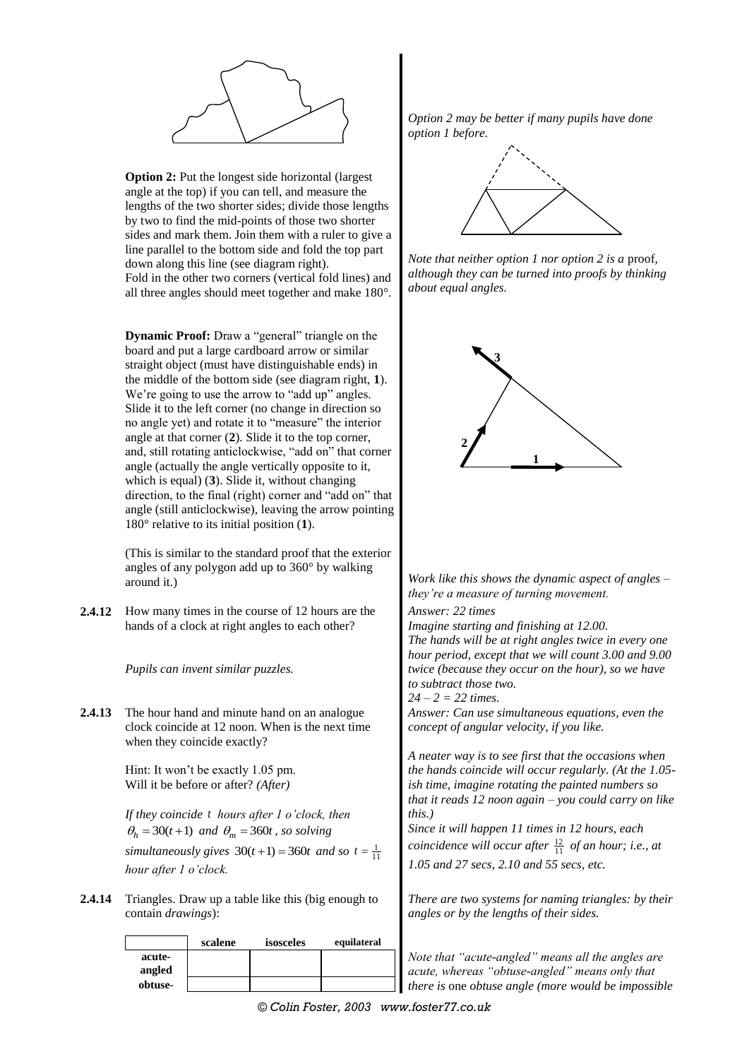**Option 2:** Put the longest side horizontal (largest angle at the top) if you can tell, and measure the lengths of the two shorter sides; divide those lengths by two to find the mid-points of those two shorter sides and mark them. Join them with a ruler to give a line parallel to the bottom side and fold the top part down along this line (see diagram right).
Fold in the other two corners (vertical fold lines) and all three angles should meet together and make 180°.

*Option 2 may be better if many pupils have done option 1 before.*

*Note that neither option 1 nor option 2 is a* proof*, although they can be turned into proofs by thinking about equal angles.*

**Dynamic Proof:** Draw a "general" triangle on the board and put a large cardboard arrow or similar straight object (must have distinguishable ends) in the middle of the bottom side (see diagram right, **1**). We're going to use the arrow to "add up" angles. Slide it to the left corner (no change in direction so no angle yet) and rotate it to "measure" the interior angle at that corner (**2**). Slide it to the top corner, and, still rotating anticlockwise, "add on" that corner angle (actually the angle vertically opposite to it, which is equal) (**3**). Slide it, without changing direction, to the final (right) corner and "add on" that angle (still anticlockwise), leaving the arrow pointing 180° relative to its initial position (**1**).

(This is similar to the standard proof that the exterior angles of any polygon add up to 360° by walking around it.)

*Work like this shows the dynamic aspect of angles – they're a measure of turning movement.*

**2.4.12** How many times in the course of 12 hours are the hands of a clock at right angles to each other?

*Pupils can invent similar puzzles.*

*Answer: 22 times*
*Imagine starting and finishing at 12.00.*
*The hands will be at right angles twice in every one hour period, except that we will count 3.00 and 9.00 twice (because they occur on the hour), so we have to subtract those two.*
*24 – 2 = 22 times.*

**2.4.13** The hour hand and minute hand on an analogue clock coincide at 12 noon. When is the next time when they coincide exactly?

Hint: It won't be exactly 1.05 pm.
Will it be before or after? *(After)*

*If they coincide $t$ hours after 1 o'clock, then $\theta_h = 30(t+1)$ and $\theta_m = 360t$, so solving simultaneously gives $30(t+1) = 360t$ and so $t = \frac{1}{11}$ hour after 1 o'clock.*

*Answer: Can use simultaneous equations, even the concept of angular velocity, if you like.*

*A neater way is to see first that the occasions when the hands coincide will occur regularly. (At the 1.05-ish time, imagine rotating the painted numbers so that it reads 12 noon again – you could carry on like this.)*
*Since it will happen 11 times in 12 hours, each coincidence will occur after $\frac{12}{11}$ of an hour; i.e., at 1.05 and 27 secs, 2.10 and 55 secs, etc.*

**2.4.14** Triangles. Draw up a table like this (big enough to contain *drawings*):

| | scalene | isosceles | equilateral |
|---|---|---|---|
| acute-angled | | | |
| obtuse- | | | |

*There are two systems for naming triangles: by their angles or by the lengths of their sides.*

*Note that "acute-angled" means all the angles are acute, whereas "obtuse-angled" means only that there is* one *obtuse angle (more would be impossible*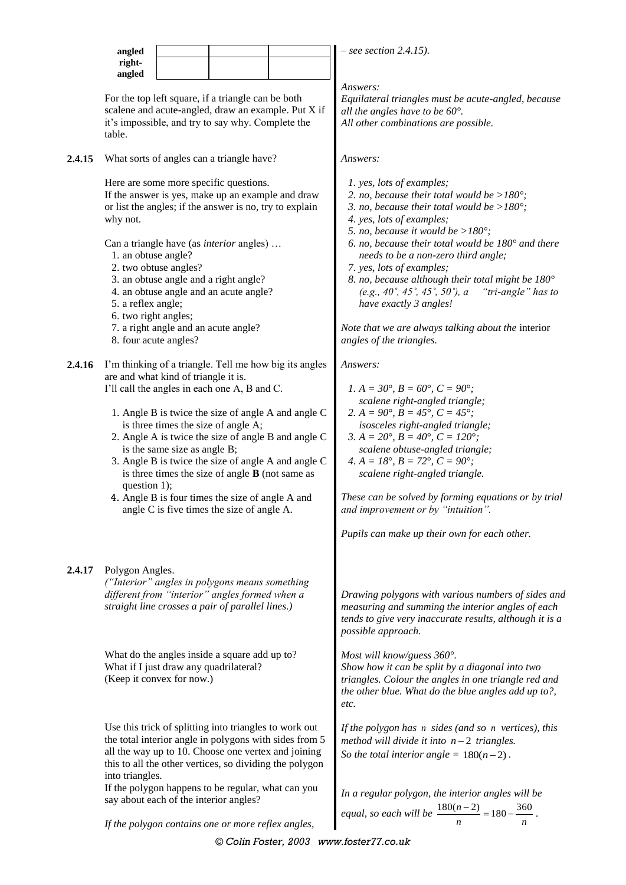| angled | | | |
|---|---|---|---|
| right-angled | | | |

For the top left square, if a triangle can be both scalene and acute-angled, draw an example. Put X if it's impossible, and try to say why. Complete the table.

*– see section 2.4.15).*

*Answers:*
*Equilateral triangles must be acute-angled, because all the angles have to be 60°.*
*All other combinations are possible.*

**2.4.15** What sorts of angles can a triangle have?

Here are some more specific questions.
If the answer is yes, make up an example and draw or list the angles; if the answer is no, try to explain why not.

Can a triangle have (as *interior* angles) …

1. an obtuse angle?
2. two obtuse angles?
3. an obtuse angle and a right angle?
4. an obtuse angle and an acute angle?
5. a reflex angle;
6. two right angles;
7. a right angle and an acute angle?
8. four acute angles?

*Answers:*

1. *yes, lots of examples;*
2. *no, because their total would be >180°;*
3. *no, because their total would be >180°;*
4. *yes, lots of examples;*
5. *no, because it would be >180°;*
6. *no, because their total would be 180° and there needs to be a non-zero third angle;*
7. *yes, lots of examples;*
8. *no, because although their total might be 180° (e.g., 40˚, 45˚, 45˚, 50˚), a "tri-angle" has to have exactly 3 angles!*

*Note that we are always talking about the* interior *angles of the triangles.*

**2.4.16** I'm thinking of a triangle. Tell me how big its angles are and what kind of triangle it is.
I'll call the angles in each one A, B and C.

1. Angle B is twice the size of angle A and angle C is three times the size of angle A;
2. Angle A is twice the size of angle B and angle C is the same size as angle B;
3. Angle B is twice the size of angle A and angle C is three times the size of angle **B** (not same as question 1);
4. Angle B is four times the size of angle A and angle C is five times the size of angle A.

*Answers:*

1. *A = 30°, B = 60°, C = 90°; scalene right-angled triangle;*
2. *A = 90°, B = 45°, C = 45°; isosceles right-angled triangle;*
3. *A = 20°, B = 40°, C = 120°; scalene obtuse-angled triangle;*
4. *A = 18°, B = 72°, C = 90°; scalene right-angled triangle.*

*These can be solved by forming equations or by trial and improvement or by "intuition".*

*Pupils can make up their own for each other.*

**2.4.17** Polygon Angles.
*("Interior" angles in polygons means something different from "interior" angles formed when a straight line crosses a pair of parallel lines.)*

*Drawing polygons with various numbers of sides and measuring and summing the interior angles of each tends to give very inaccurate results, although it is a possible approach.*

What do the angles inside a square add up to?
What if I just draw any quadrilateral?
(Keep it convex for now.)

*Most will know/guess 360°.*
*Show how it can be split by a diagonal into two triangles. Colour the angles in one triangle red and the other blue. What do the blue angles add up to?, etc.*

Use this trick of splitting into triangles to work out the total interior angle in polygons with sides from 5 all the way up to 10. Choose one vertex and joining this to all the other vertices, so dividing the polygon into triangles.
If the polygon happens to be regular, what can you say about each of the interior angles?

*If the polygon has $n$ sides (and so $n$ vertices), this method will divide it into $n-2$ triangles.*
*So the total interior angle = $180(n-2)$.*

*In a regular polygon, the interior angles will be equal, so each will be $\frac{180(n-2)}{n} = 180 - \frac{360}{n}$.*

*If the polygon contains one or more reflex angles,*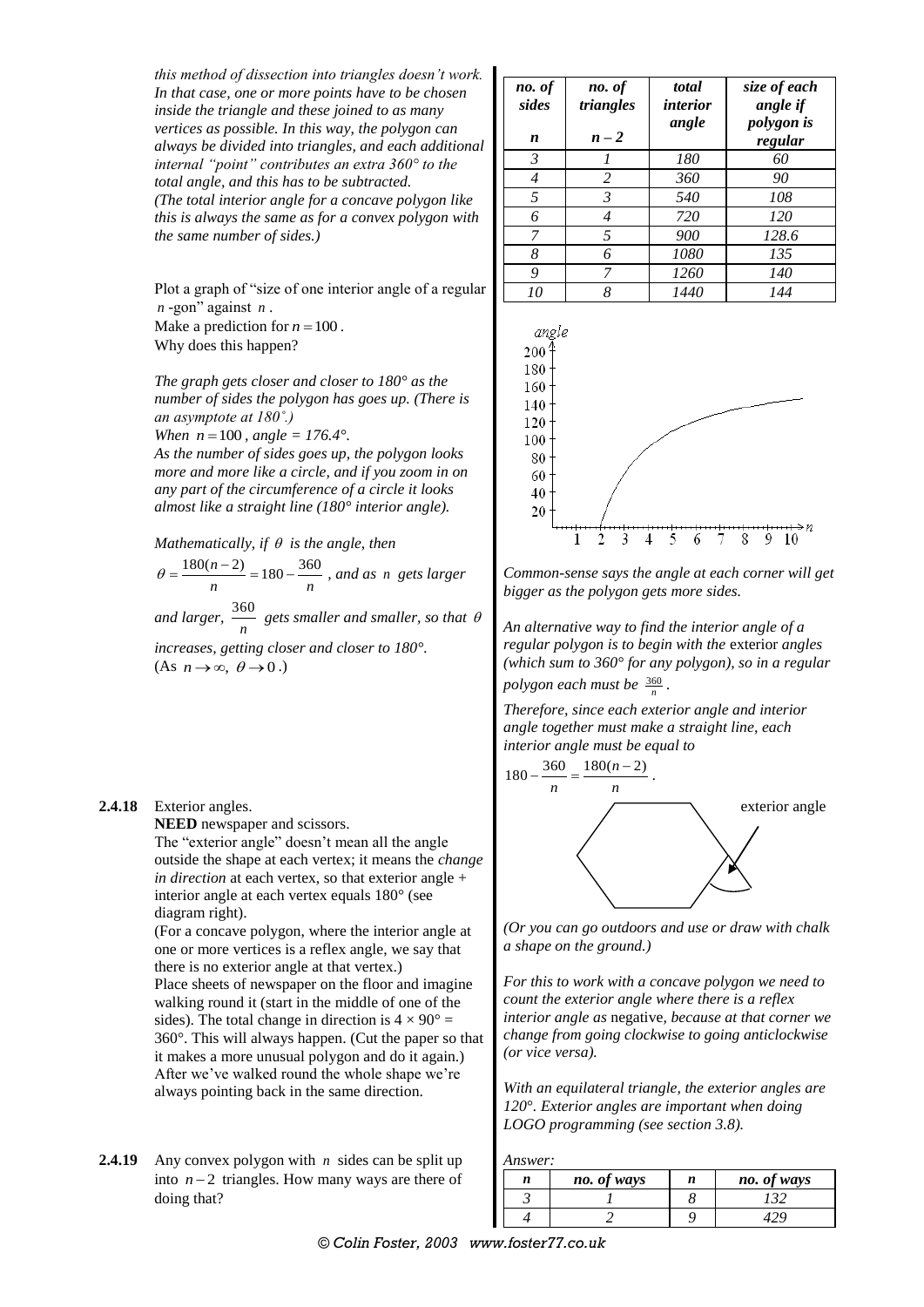*this method of dissection into triangles doesn't work. In that case, one or more points have to be chosen inside the triangle and these joined to as many vertices as possible. In this way, the polygon can always be divided into triangles, and each additional internal "point" contributes an extra 360° to the total angle, and this has to be subtracted. (The total interior angle for a concave polygon like this is always the same as for a convex polygon with the same number of sides.)*

| no. of sides $n$ | no. of triangles $n-2$ | total interior angle | size of each angle if polygon is regular |
|---|---|---|---|
| 3 | 1 | 180 | 60 |
| 4 | 2 | 360 | 90 |
| 5 | 3 | 540 | 108 |
| 6 | 4 | 720 | 120 |
| 7 | 5 | 900 | 128.6 |
| 8 | 6 | 1080 | 135 |
| 9 | 7 | 1260 | 140 |
| 10 | 8 | 1440 | 144 |

Plot a graph of "size of one interior angle of a regular $n$-gon" against $n$.
Make a prediction for $n = 100$.
Why does this happen?

*The graph gets closer and closer to 180° as the number of sides the polygon has goes up. (There is an asymptote at 180°.)*
*When $n = 100$, angle = 176.4°.*
*As the number of sides goes up, the polygon looks more and more like a circle, and if you zoom in on any part of the circumference of a circle it looks almost like a straight line (180° interior angle).*

*Mathematically, if $\theta$ is the angle, then*
$\theta = \frac{180(n-2)}{n} = 180 - \frac{360}{n}$, *and as $n$ gets larger and larger, $\frac{360}{n}$ gets smaller and smaller, so that $\theta$ increases, getting closer and closer to 180°.*
(As $n \to \infty$, $\theta \to 0$.)

*Common-sense says the angle at each corner will get bigger as the polygon gets more sides.*

*An alternative way to find the interior angle of a regular polygon is to begin with the* exterior *angles (which sum to 360° for any polygon), so in a regular polygon each must be $\frac{360}{n}$.*

*Therefore, since each exterior angle and interior angle together must make a straight line, each interior angle must be equal to*
$180 - \frac{360}{n} = \frac{180(n-2)}{n}$.

**2.4.18** Exterior angles.
**NEED** newspaper and scissors.
The "exterior angle" doesn't mean all the angle outside the shape at each vertex; it means the *change in direction* at each vertex, so that exterior angle + interior angle at each vertex equals 180° (see diagram right).
(For a concave polygon, where the interior angle at one or more vertices is a reflex angle, we say that there is no exterior angle at that vertex.)
Place sheets of newspaper on the floor and imagine walking round it (start in the middle of one of the sides). The total change in direction is $4 \times 90° = 360°$. This will always happen. (Cut the paper so that it makes a more unusual polygon and do it again.)
After we've walked round the whole shape we're always pointing back in the same direction.

exterior angle

*(Or you can go outdoors and use or draw with chalk a shape on the ground.)*

*For this to work with a concave polygon we need to count the exterior angle where there is a reflex interior angle as* negative*, because at that corner we change from going clockwise to going anticlockwise (or vice versa).*

*With an equilateral triangle, the exterior angles are 120°. Exterior angles are important when doing LOGO programming (see section 3.8).*

**2.4.19** Any convex polygon with $n$ sides can be split up into $n-2$ triangles. How many ways are there of doing that?

*Answer:*

| $n$ | no. of ways | $n$ | no. of ways |
|---|---|---|---|
| 3 | 1 | 8 | 132 |
| 4 | 2 | 9 | 429 |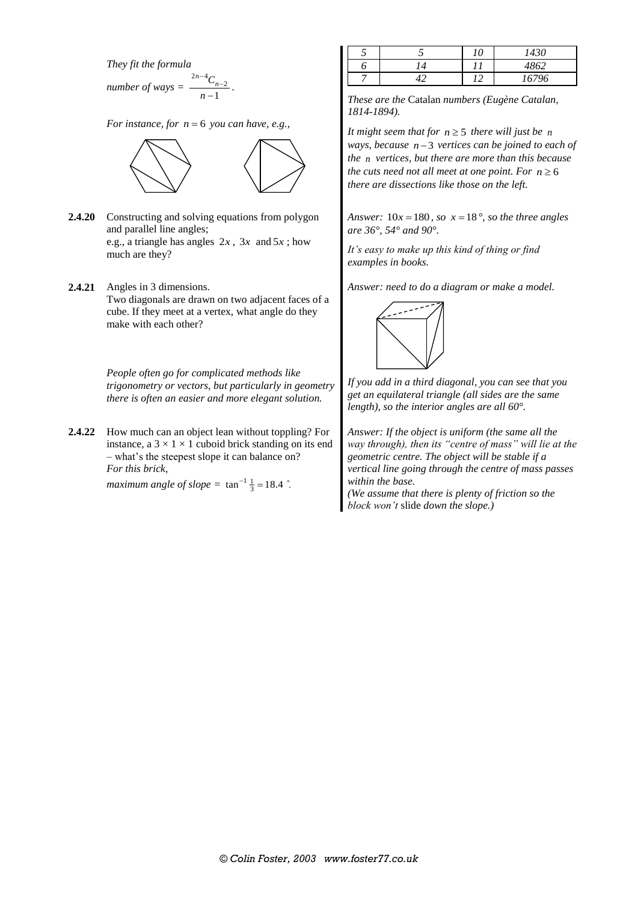*They fit the formula*

*number of ways =* $\frac{{}^{2n-4}C_{n-2}}{n-1}$.

*For instance, for* $n = 6$ *you can have, e.g.,*

| 5 | 5 | 10 | 1430 |
|---|---|---|---|
| 6 | 14 | 11 | 4862 |
| 7 | 42 | 12 | 16796 |

*These are the* Catalan *numbers (Eugène Catalan, 1814-1894).*

*It might seem that for* $n \geq 5$ *there will just be* $n$ *ways, because* $n-3$ *vertices can be joined to each of the* $n$ *vertices, but there are more than this because the cuts need not all meet at one point. For* $n \geq 6$ *there are dissections like those on the left.*

**2.4.20** Constructing and solving equations from polygon and parallel line angles;
e.g., a triangle has angles $2x$, $3x$ and $5x$; how much are they?

*Answer:* $10x = 180$*, so* $x = 18°$*, so the three angles are 36°, 54° and 90°.*

*It's easy to make up this kind of thing or find examples in books.*

**2.4.21** Angles in 3 dimensions.
Two diagonals are drawn on two adjacent faces of a cube. If they meet at a vertex, what angle do they make with each other?

*People often go for complicated methods like trigonometry or vectors, but particularly in geometry there is often an easier and more elegant solution.*

*Answer: need to do a diagram or make a model.*

*If you add in a third diagonal, you can see that you get an equilateral triangle (all sides are the same length), so the interior angles are all 60°.*

**2.4.22** How much can an object lean without toppling? For instance, a 3 × 1 × 1 cuboid brick standing on its end – what's the steepest slope it can balance on?
*For this brick,*

*maximum angle of slope =* $\tan^{-1}\frac{1}{3} = 18.4°$.

*Answer: If the object is uniform (the same all the way through), then its "centre of mass" will lie at the geometric centre. The object will be stable if a vertical line going through the centre of mass passes within the base.*
*(We assume that there is plenty of friction so the block won't* slide *down the slope.)*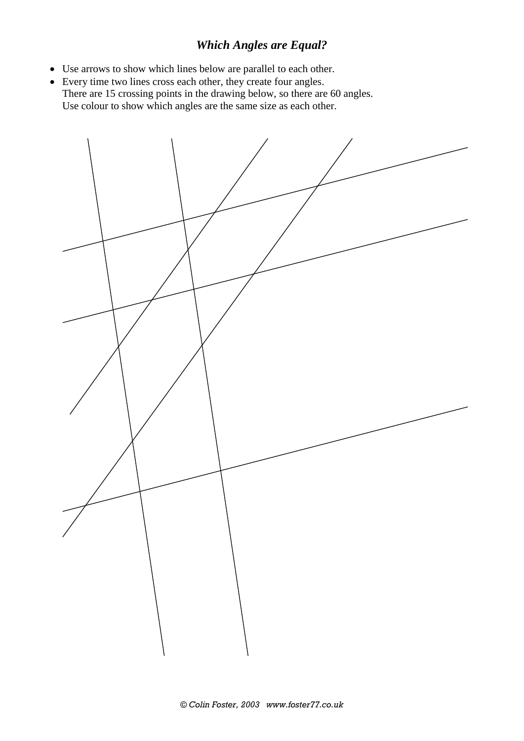### *Which Angles are Equal?*

- Use arrows to show which lines below are parallel to each other.
- Every time two lines cross each other, they create four angles.
  There are 15 crossing points in the drawing below, so there are 60 angles.
  Use colour to show which angles are the same size as each other.